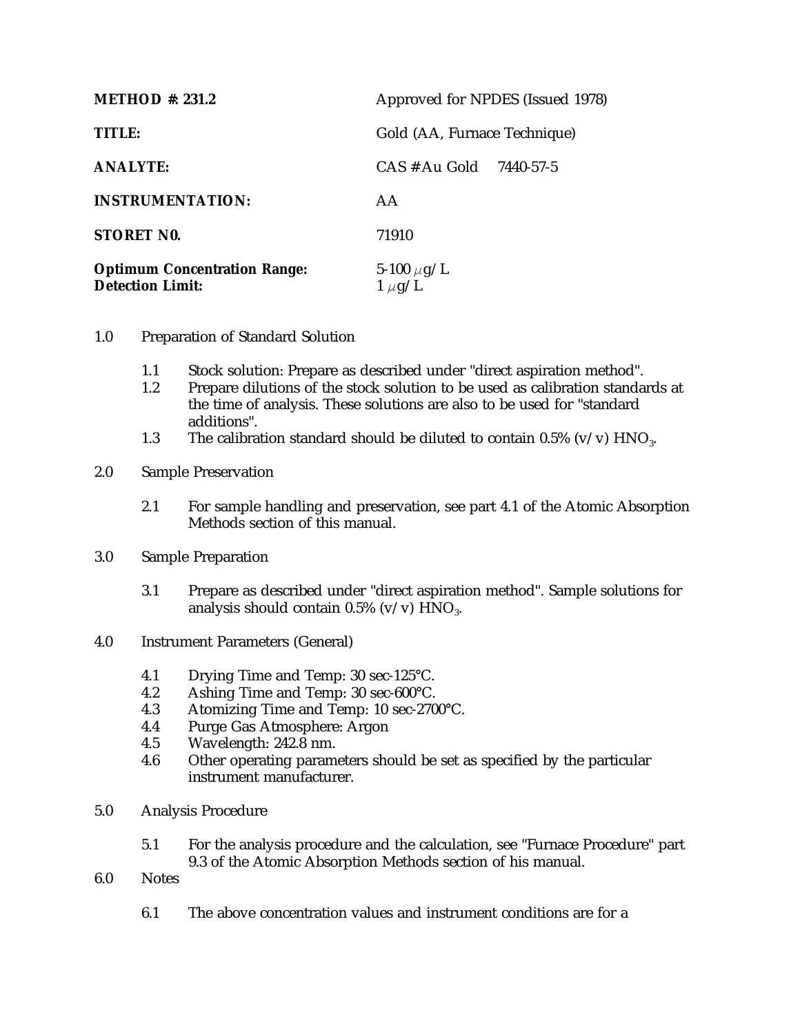**METHOD #: 231.2** Approved for NPDES (Issued 1978)

**TITLE:** Gold (AA, Furnace Technique)

**ANALYTE:** CAS # Au Gold 7440-57-5

**INSTRUMENTATION:** AA

**STORET N0.** 71910

**Optimum Concentration Range:** 5-100 $\mu$g/L
**Detection Limit:** 1 $\mu$g/L

1.0 Preparation of Standard Solution

- 1.1 Stock solution: Prepare as described under "direct aspiration method".
- 1.2 Prepare dilutions of the stock solution to be used as calibration standards at the time of analysis. These solutions are also to be used for "standard additions".
- 1.3 The calibration standard should be diluted to contain 0.5% (v/v) $HNO_3$.

2.0 Sample Preservation

- 2.1 For sample handling and preservation, see part 4.1 of the Atomic Absorption Methods section of this manual.

3.0 Sample Preparation

- 3.1 Prepare as described under "direct aspiration method". Sample solutions for analysis should contain 0.5% (v/v) $HNO_3$.

4.0 Instrument Parameters (General)

- 4.1 Drying Time and Temp: 30 sec-125°C.
- 4.2 Ashing Time and Temp: 30 sec-600°C.
- 4.3 Atomizing Time and Temp: 10 sec-2700°C.
- 4.4 Purge Gas Atmosphere: Argon
- 4.5 Wavelength: 242.8 nm.
- 4.6 Other operating parameters should be set as specified by the particular instrument manufacturer.

5.0 Analysis Procedure

- 5.1 For the analysis procedure and the calculation, see "Furnace Procedure" part 9.3 of the Atomic Absorption Methods section of his manual.

6.0 Notes

- 6.1 The above concentration values and instrument conditions are for a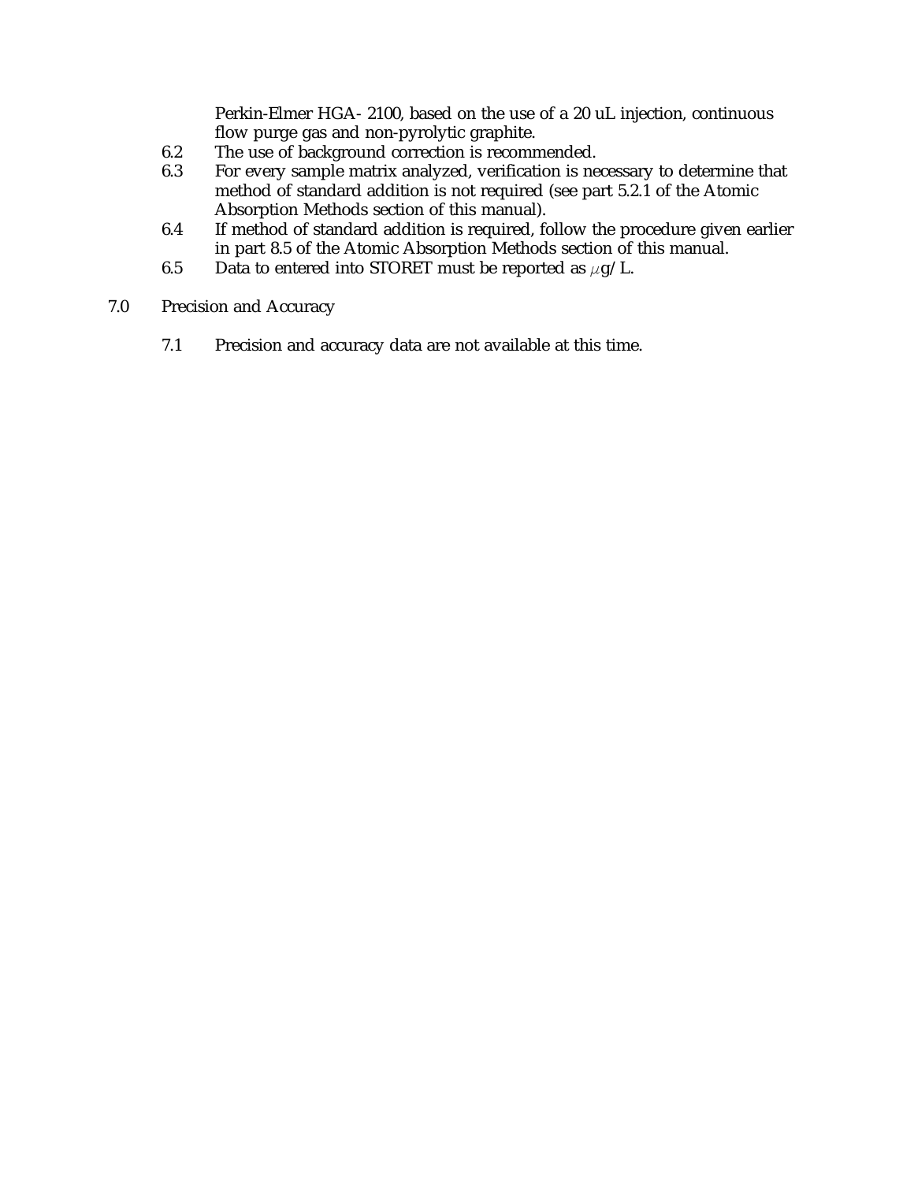Perkin-Elmer HGA- 2100, based on the use of a 20 uL injection, continuous flow purge gas and non-pyrolytic graphite.

6.2 The use of background correction is recommended.

6.3 For every sample matrix analyzed, verification is necessary to determine that method of standard addition is not required (see part 5.2.1 of the Atomic Absorption Methods section of this manual).

6.4 If method of standard addition is required, follow the procedure given earlier in part 8.5 of the Atomic Absorption Methods section of this manual.

6.5 Data to entered into STORET must be reported as $\mu$g/L.

## 7.0 Precision and Accuracy

7.1 Precision and accuracy data are not available at this time.